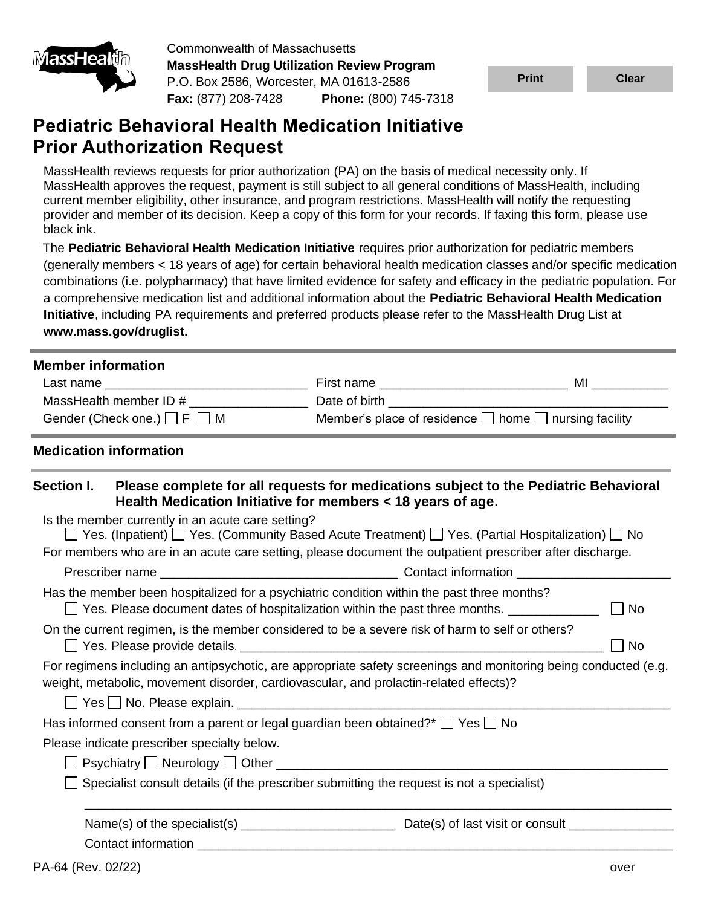Commonwealth of Massachusetts
**MassHealth Drug Utilization Review Program**
P.O. Box 2586, Worcester, MA 01613-2586
**Fax:** (877) 208-7428 **Phone:** (800) 745-7318

Print Clear

# Pediatric Behavioral Health Medication Initiative Prior Authorization Request

MassHealth reviews requests for prior authorization (PA) on the basis of medical necessity only. If MassHealth approves the request, payment is still subject to all general conditions of MassHealth, including current member eligibility, other insurance, and program restrictions. MassHealth will notify the requesting provider and member of its decision. Keep a copy of this form for your records. If faxing this form, please use black ink.

The **Pediatric Behavioral Health Medication Initiative** requires prior authorization for pediatric members (generally members < 18 years of age) for certain behavioral health medication classes and/or specific medication combinations (i.e. polypharmacy) that have limited evidence for safety and efficacy in the pediatric population. For a comprehensive medication list and additional information about the **Pediatric Behavioral Health Medication Initiative**, including PA requirements and preferred products please refer to the MassHealth Drug List at **www.mass.gov/druglist.**

## Member information

Last name ____________________________ First name ___________________________ MI ___________

MassHealth member ID # ________________ Date of birth ________________________________________

Gender (Check one.) ☐ F ☐ M Member's place of residence ☐ home ☐ nursing facility

## Medication information

### Section I. Please complete for all requests for medications subject to the Pediatric Behavioral Health Medication Initiative for members < 18 years of age.

Is the member currently in an acute care setting?

☐ Yes. (Inpatient) ☐ Yes. (Community Based Acute Treatment) ☐ Yes. (Partial Hospitalization) ☐ No

For members who are in an acute care setting, please document the outpatient prescriber after discharge.

Prescriber name _________________________________ Contact information _____________________

Has the member been hospitalized for a psychiatric condition within the past three months?

☐ Yes. Please document dates of hospitalization within the past three months. _____________ ☐ No

On the current regimen, is the member considered to be a severe risk of harm to self or others?

☐ Yes. Please provide details. ____________________________________________________ ☐ No

For regimens including an antipsychotic, are appropriate safety screenings and monitoring being conducted (e.g. weight, metabolic, movement disorder, cardiovascular, and prolactin-related effects)?

☐ Yes ☐ No. Please explain. ______________________________________________________________

Has informed consent from a parent or legal guardian been obtained?* ☐ Yes ☐ No

Please indicate prescriber specialty below.

☐ Psychiatry ☐ Neurology ☐ Other __________________________________________________________

☐ Specialist consult details (if the prescriber submitting the request is not a specialist)

______________________________________________________________________________________

Name(s) of the specialist(s) _____________________ Date(s) of last visit or consult _______________

Contact information _________________________________________________________________________

PA-64 (Rev. 02/22) over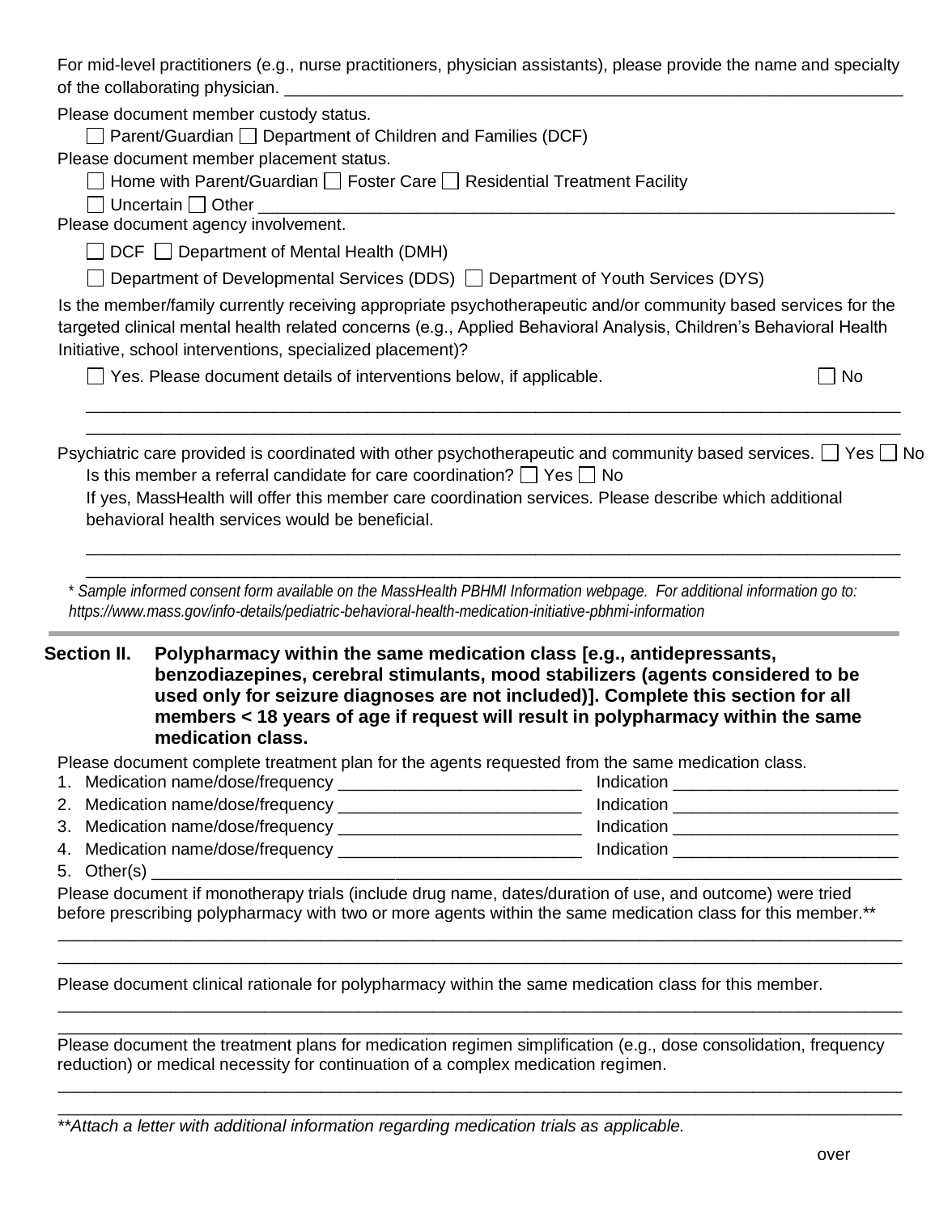For mid-level practitioners (e.g., nurse practitioners, physician assistants), please provide the name and specialty of the collaborating physician. ____________________________________________________________________

Please document member custody status.

☐ Parent/Guardian ☐ Department of Children and Families (DCF)

Please document member placement status.

☐ Home with Parent/Guardian ☐ Foster Care ☐ Residential Treatment Facility

☐ Uncertain ☐ Other ____________________________________________________________________

Please document agency involvement.

☐ DCF ☐ Department of Mental Health (DMH)

☐ Department of Developmental Services (DDS) ☐ Department of Youth Services (DYS)

Is the member/family currently receiving appropriate psychotherapeutic and/or community based services for the targeted clinical mental health related concerns (e.g., Applied Behavioral Analysis, Children's Behavioral Health Initiative, school interventions, specialized placement)?

☐ Yes. Please document details of interventions below, if applicable. ☐ No

____________________________________________________________________

____________________________________________________________________

Psychiatric care provided is coordinated with other psychotherapeutic and community based services. ☐ Yes ☐ No

Is this member a referral candidate for care coordination? ☐ Yes ☐ No

If yes, MassHealth will offer this member care coordination services. Please describe which additional behavioral health services would be beneficial.

____________________________________________________________________

____________________________________________________________________

*\* Sample informed consent form available on the MassHealth PBHMI Information webpage. For additional information go to: https://www.mass.gov/info-details/pediatric-behavioral-health-medication-initiative-pbhmi-information*

---

## Section II. Polypharmacy within the same medication class [e.g., antidepressants, benzodiazepines, cerebral stimulants, mood stabilizers (agents considered to be used only for seizure diagnoses are not included)]. Complete this section for all members < 18 years of age if request will result in polypharmacy within the same medication class.

Please document complete treatment plan for the agents requested from the same medication class.

1. Medication name/dose/frequency __________________________ Indication ________________________
2. Medication name/dose/frequency __________________________ Indication ________________________
3. Medication name/dose/frequency __________________________ Indication ________________________
4. Medication name/dose/frequency __________________________ Indication ________________________
5. Other(s) ____________________________________________________________________

Please document if monotherapy trials (include drug name, dates/duration of use, and outcome) were tried before prescribing polypharmacy with two or more agents within the same medication class for this member.**

____________________________________________________________________

____________________________________________________________________

Please document clinical rationale for polypharmacy within the same medication class for this member.

____________________________________________________________________

____________________________________________________________________

Please document the treatment plans for medication regimen simplification (e.g., dose consolidation, frequency reduction) or medical necessity for continuation of a complex medication regimen.

____________________________________________________________________

____________________________________________________________________

*\*\*Attach a letter with additional information regarding medication trials as applicable.*

over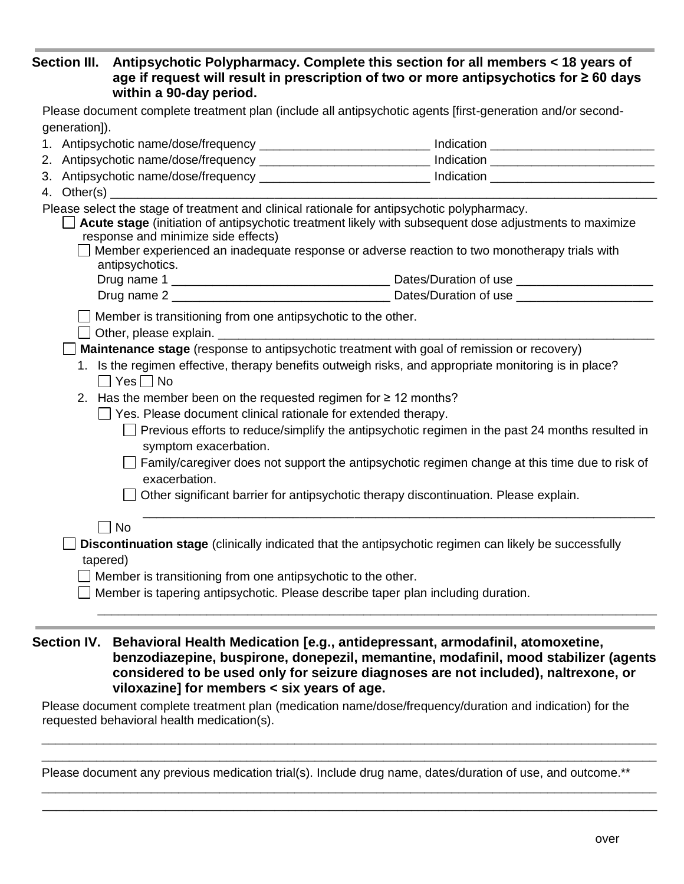## Section III. Antipsychotic Polypharmacy. Complete this section for all members < 18 years of age if request will result in prescription of two or more antipsychotics for ≥ 60 days within a 90-day period.

Please document complete treatment plan (include all antipsychotic agents [first-generation and/or second-generation]).

1. Antipsychotic name/dose/frequency ________________________ Indication ________________________
2. Antipsychotic name/dose/frequency ________________________ Indication ________________________
3. Antipsychotic name/dose/frequency ________________________ Indication ________________________
4. Other(s) ____________________________________________________________________________

Please select the stage of treatment and clinical rationale for antipsychotic polypharmacy.

- ☐ **Acute stage** (initiation of antipsychotic treatment likely with subsequent dose adjustments to maximize response and minimize side effects)
  - ☐ Member experienced an inadequate response or adverse reaction to two monotherapy trials with antipsychotics.
    - Drug name 1 ______________________________ Dates/Duration of use ____________________
    - Drug name 2 ______________________________ Dates/Duration of use ____________________
  - ☐ Member is transitioning from one antipsychotic to the other.
  - ☐ Other, please explain. ____________________________________________________________
- ☐ **Maintenance stage** (response to antipsychotic treatment with goal of remission or recovery)
  1. Is the regimen effective, therapy benefits outweigh risks, and appropriate monitoring is in place?
     ☐ Yes ☐ No
  2. Has the member been on the requested regimen for ≥ 12 months?
     - ☐ Yes. Please document clinical rationale for extended therapy.
       - ☐ Previous efforts to reduce/simplify the antipsychotic regimen in the past 24 months resulted in symptom exacerbation.
       - ☐ Family/caregiver does not support the antipsychotic regimen change at this time due to risk of exacerbation.
       - ☐ Other significant barrier for antipsychotic therapy discontinuation. Please explain.

         ____________________________________________________________________________
     - ☐ No
- ☐ **Discontinuation stage** (clinically indicated that the antipsychotic regimen can likely be successfully tapered)
  - ☐ Member is transitioning from one antipsychotic to the other.
  - ☐ Member is tapering antipsychotic. Please describe taper plan including duration.

    ____________________________________________________________________________

## Section IV. Behavioral Health Medication [e.g., antidepressant, armodafinil, atomoxetine, benzodiazepine, buspirone, donepezil, memantine, modafinil, mood stabilizer (agents considered to be used only for seizure diagnoses are not included), naltrexone, or viloxazine] for members < six years of age.

Please document complete treatment plan (medication name/dose/frequency/duration and indication) for the requested behavioral health medication(s).

____________________________________________________________________________________

____________________________________________________________________________________

Please document any previous medication trial(s). Include drug name, dates/duration of use, and outcome.**

____________________________________________________________________________________

____________________________________________________________________________________

over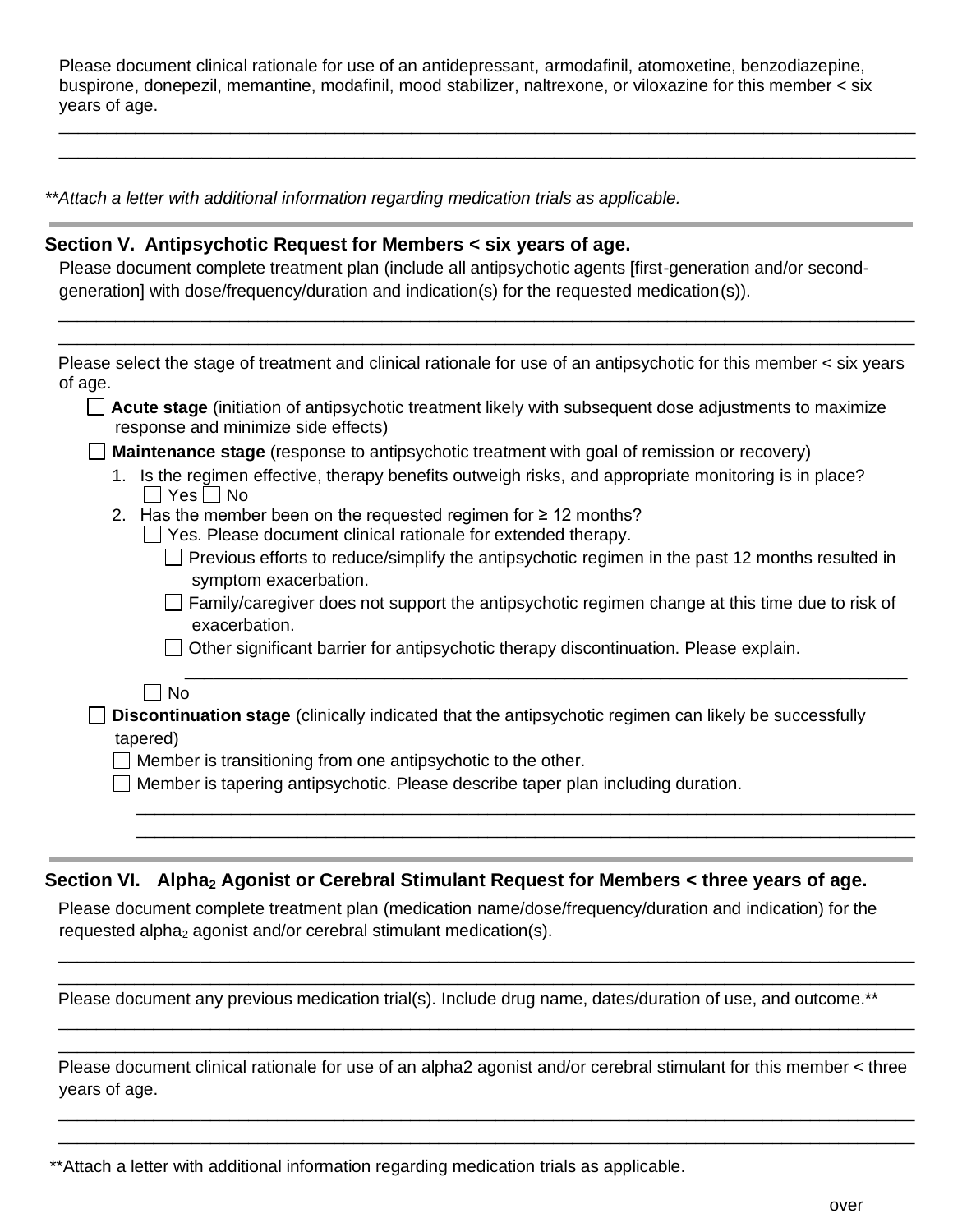Please document clinical rationale for use of an antidepressant, armodafinil, atomoxetine, benzodiazepine, buspirone, donepezil, memantine, modafinil, mood stabilizer, naltrexone, or viloxazine for this member < six years of age.

___________________________________________________________________________________________

___________________________________________________________________________________________

*\*\*Attach a letter with additional information regarding medication trials as applicable.*

---

## Section V. Antipsychotic Request for Members < six years of age.

Please document complete treatment plan (include all antipsychotic agents [first-generation and/or second-generation] with dose/frequency/duration and indication(s) for the requested medication(s)).

___________________________________________________________________________________________

___________________________________________________________________________________________

Please select the stage of treatment and clinical rationale for use of an antipsychotic for this member < six years of age.

- ☐ **Acute stage** (initiation of antipsychotic treatment likely with subsequent dose adjustments to maximize response and minimize side effects)
- ☐ **Maintenance stage** (response to antipsychotic treatment with goal of remission or recovery)
  1. Is the regimen effective, therapy benefits outweigh risks, and appropriate monitoring is in place?
     ☐ Yes ☐ No
  2. Has the member been on the requested regimen for ≥ 12 months?
     - ☐ Yes. Please document clinical rationale for extended therapy.
       - ☐ Previous efforts to reduce/simplify the antipsychotic regimen in the past 12 months resulted in symptom exacerbation.
       - ☐ Family/caregiver does not support the antipsychotic regimen change at this time due to risk of exacerbation.
       - ☐ Other significant barrier for antipsychotic therapy discontinuation. Please explain.

         ___________________________________________________________________________

     - ☐ No
- ☐ **Discontinuation stage** (clinically indicated that the antipsychotic regimen can likely be successfully tapered)
  - ☐ Member is transitioning from one antipsychotic to the other.
  - ☐ Member is tapering antipsychotic. Please describe taper plan including duration.

    ___________________________________________________________________________

    ___________________________________________________________________________

---

## Section VI. Alpha$_2$ Agonist or Cerebral Stimulant Request for Members < three years of age.

Please document complete treatment plan (medication name/dose/frequency/duration and indication) for the requested alpha$_2$ agonist and/or cerebral stimulant medication(s).

___________________________________________________________________________________________

___________________________________________________________________________________________

Please document any previous medication trial(s). Include drug name, dates/duration of use, and outcome.\*\*

___________________________________________________________________________________________

___________________________________________________________________________________________

Please document clinical rationale for use of an alpha2 agonist and/or cerebral stimulant for this member < three years of age.

___________________________________________________________________________________________

___________________________________________________________________________________________

\*\*Attach a letter with additional information regarding medication trials as applicable.

over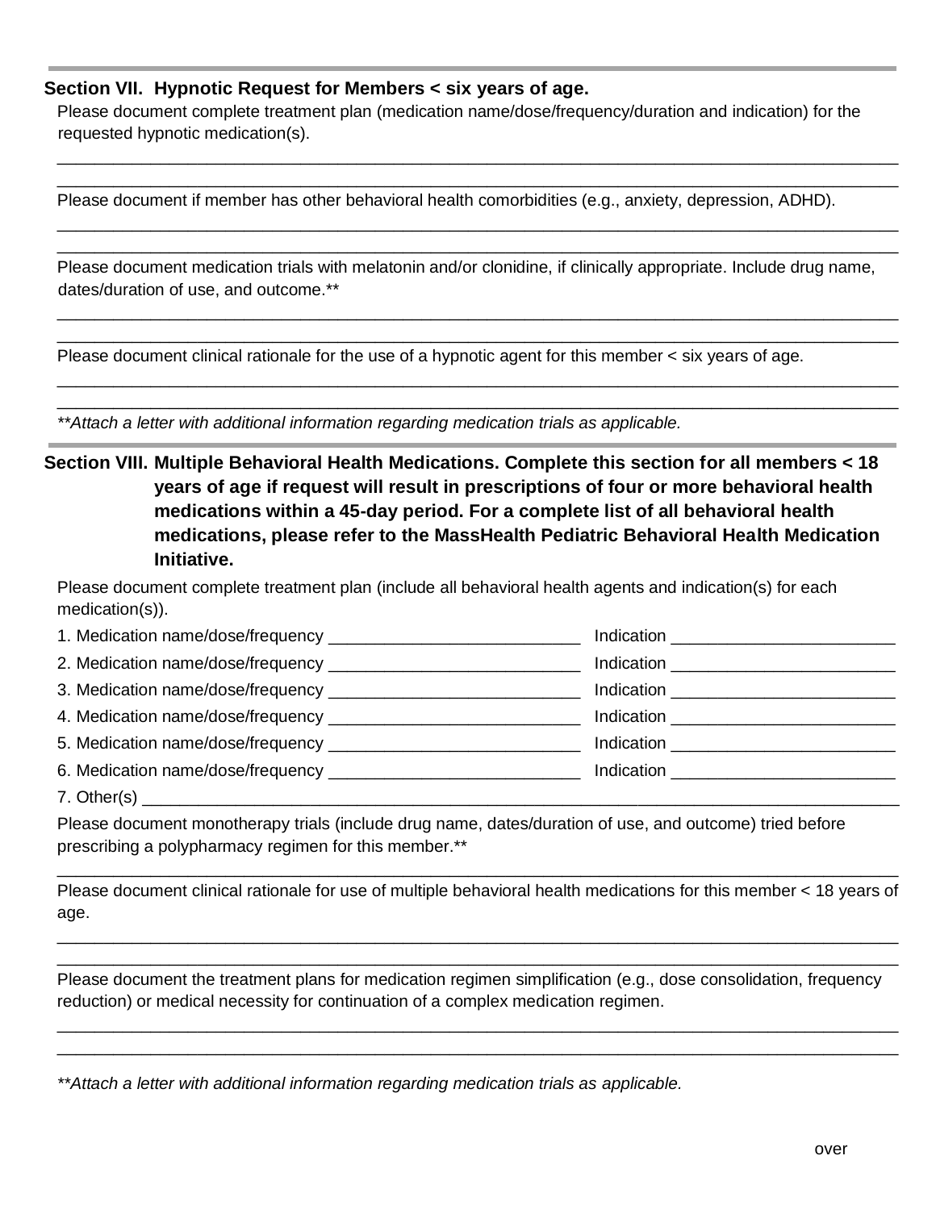## Section VII. Hypnotic Request for Members < six years of age.

Please document complete treatment plan (medication name/dose/frequency/duration and indication) for the requested hypnotic medication(s).

______________________________________________________________________________________

______________________________________________________________________________________

Please document if member has other behavioral health comorbidities (e.g., anxiety, depression, ADHD).

______________________________________________________________________________________

______________________________________________________________________________________

Please document medication trials with melatonin and/or clonidine, if clinically appropriate. Include drug name, dates/duration of use, and outcome.**

______________________________________________________________________________________

______________________________________________________________________________________

Please document clinical rationale for the use of a hypnotic agent for this member < six years of age.

______________________________________________________________________________________

______________________________________________________________________________________

*\*\*Attach a letter with additional information regarding medication trials as applicable.*

## Section VIII. Multiple Behavioral Health Medications. Complete this section for all members < 18 years of age if request will result in prescriptions of four or more behavioral health medications within a 45-day period. For a complete list of all behavioral health medications, please refer to the MassHealth Pediatric Behavioral Health Medication Initiative.

Please document complete treatment plan (include all behavioral health agents and indication(s) for each medication(s)).

1. Medication name/dose/frequency ___________________________ Indication ________________________
2. Medication name/dose/frequency ___________________________ Indication ________________________
3. Medication name/dose/frequency ___________________________ Indication ________________________
4. Medication name/dose/frequency ___________________________ Indication ________________________
5. Medication name/dose/frequency ___________________________ Indication ________________________
6. Medication name/dose/frequency ___________________________ Indication ________________________
7. Other(s) ______________________________________________________________________________

Please document monotherapy trials (include drug name, dates/duration of use, and outcome) tried before prescribing a polypharmacy regimen for this member.**

______________________________________________________________________________________

Please document clinical rationale for use of multiple behavioral health medications for this member < 18 years of age.

______________________________________________________________________________________

______________________________________________________________________________________

Please document the treatment plans for medication regimen simplification (e.g., dose consolidation, frequency reduction) or medical necessity for continuation of a complex medication regimen.

______________________________________________________________________________________

______________________________________________________________________________________

*\*\*Attach a letter with additional information regarding medication trials as applicable.*

over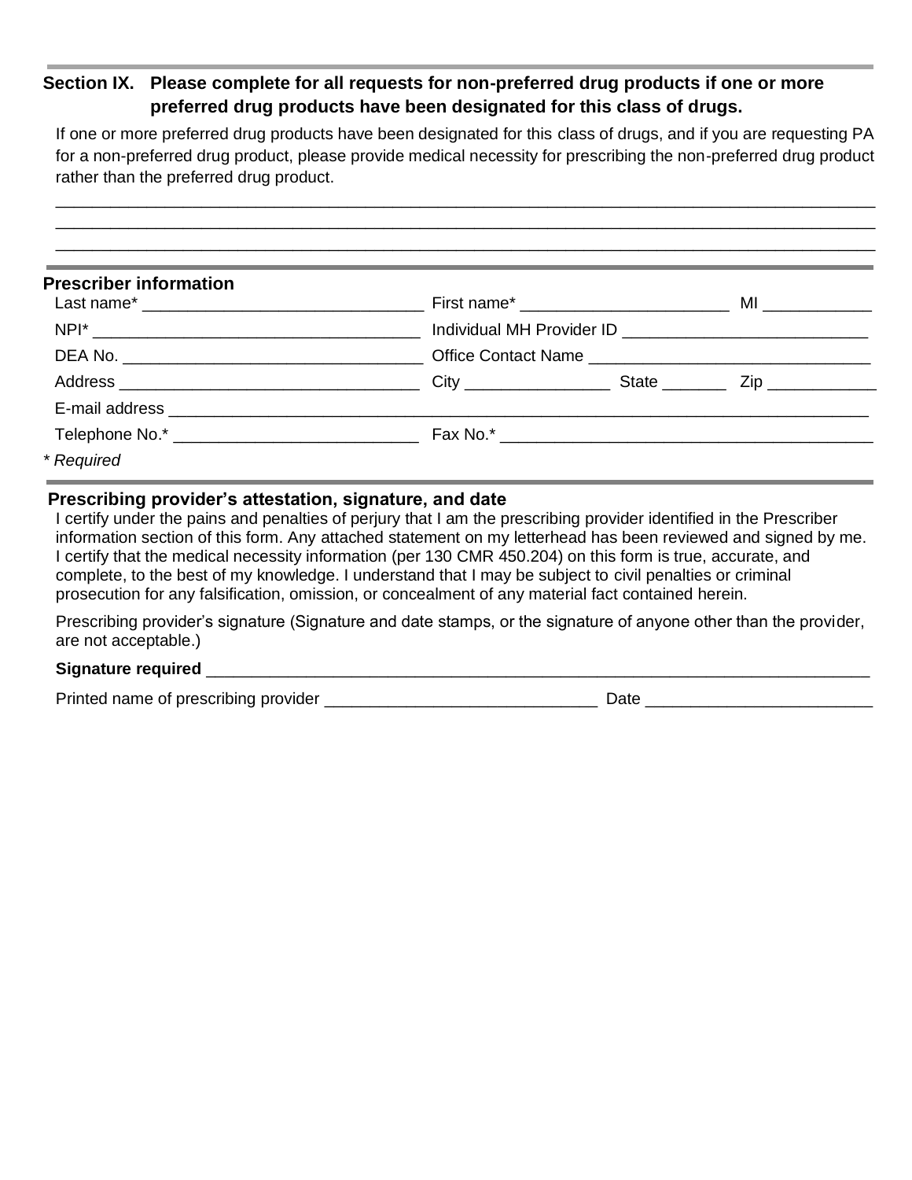## Section IX. Please complete for all requests for non-preferred drug products if one or more preferred drug products have been designated for this class of drugs.

If one or more preferred drug products have been designated for this class of drugs, and if you are requesting PA for a non-preferred drug product, please provide medical necessity for prescribing the non-preferred drug product rather than the preferred drug product.

_______________________________________________________________________________________

_______________________________________________________________________________________

_______________________________________________________________________________________

## Prescriber information

Last name* ______________________________ First name* ______________________ MI __________

NPI* ________________________________ Individual MH Provider ID __________________________

DEA No. ______________________________ Office Contact Name ____________________________

Address ______________________________ City _______________ State _______ Zip ___________

E-mail address ___________________________________________________________________________

Telephone No.* __________________________ Fax No.* _______________________________________

*\* Required*

## Prescribing provider's attestation, signature, and date

I certify under the pains and penalties of perjury that I am the prescribing provider identified in the Prescriber information section of this form. Any attached statement on my letterhead has been reviewed and signed by me. I certify that the medical necessity information (per 130 CMR 450.204) on this form is true, accurate, and complete, to the best of my knowledge. I understand that I may be subject to civil penalties or criminal prosecution for any falsification, omission, or concealment of any material fact contained herein.

Prescribing provider's signature (Signature and date stamps, or the signature of anyone other than the provider, are not acceptable.)

**Signature required** ____________________________________________________________________

Printed name of prescribing provider ____________________________ Date _______________________